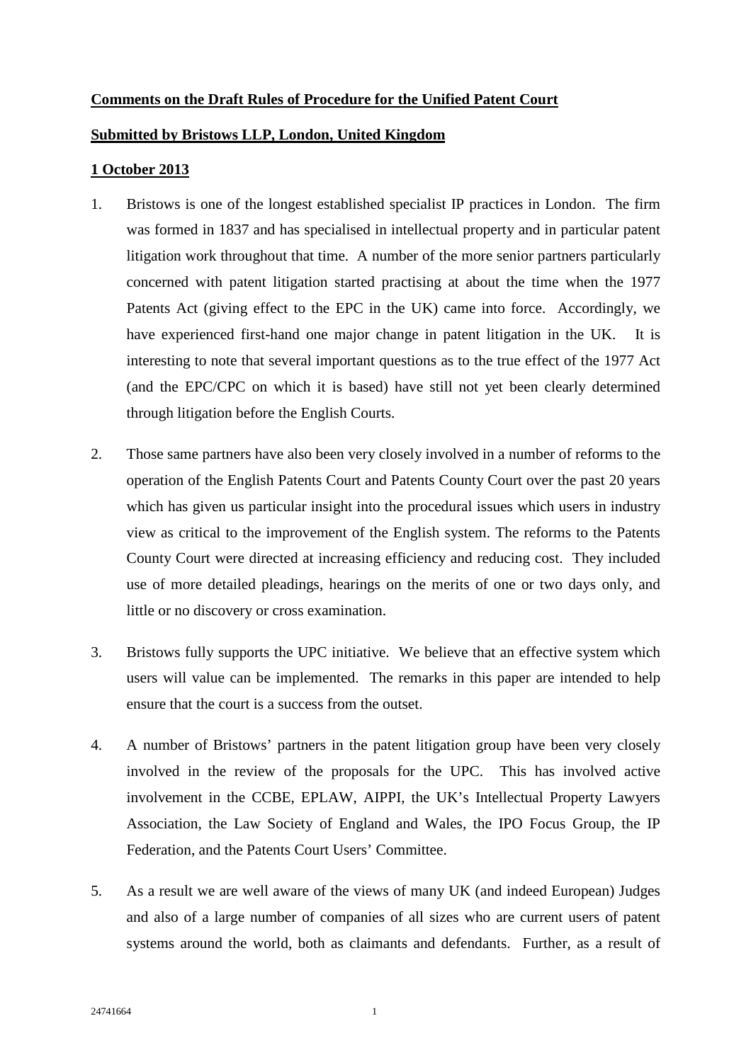**Comments on the Draft Rules of Procedure for the Unified Patent Court**

**Submitted by Bristows LLP, London, United Kingdom**

**1 October 2013**

1. Bristows is one of the longest established specialist IP practices in London. The firm was formed in 1837 and has specialised in intellectual property and in particular patent litigation work throughout that time. A number of the more senior partners particularly concerned with patent litigation started practising at about the time when the 1977 Patents Act (giving effect to the EPC in the UK) came into force. Accordingly, we have experienced first-hand one major change in patent litigation in the UK. It is interesting to note that several important questions as to the true effect of the 1977 Act (and the EPC/CPC on which it is based) have still not yet been clearly determined through litigation before the English Courts.

2. Those same partners have also been very closely involved in a number of reforms to the operation of the English Patents Court and Patents County Court over the past 20 years which has given us particular insight into the procedural issues which users in industry view as critical to the improvement of the English system. The reforms to the Patents County Court were directed at increasing efficiency and reducing cost. They included use of more detailed pleadings, hearings on the merits of one or two days only, and little or no discovery or cross examination.

3. Bristows fully supports the UPC initiative. We believe that an effective system which users will value can be implemented. The remarks in this paper are intended to help ensure that the court is a success from the outset.

4. A number of Bristows' partners in the patent litigation group have been very closely involved in the review of the proposals for the UPC. This has involved active involvement in the CCBE, EPLAW, AIPPI, the UK's Intellectual Property Lawyers Association, the Law Society of England and Wales, the IPO Focus Group, the IP Federation, and the Patents Court Users' Committee.

5. As a result we are well aware of the views of many UK (and indeed European) Judges and also of a large number of companies of all sizes who are current users of patent systems around the world, both as claimants and defendants. Further, as a result of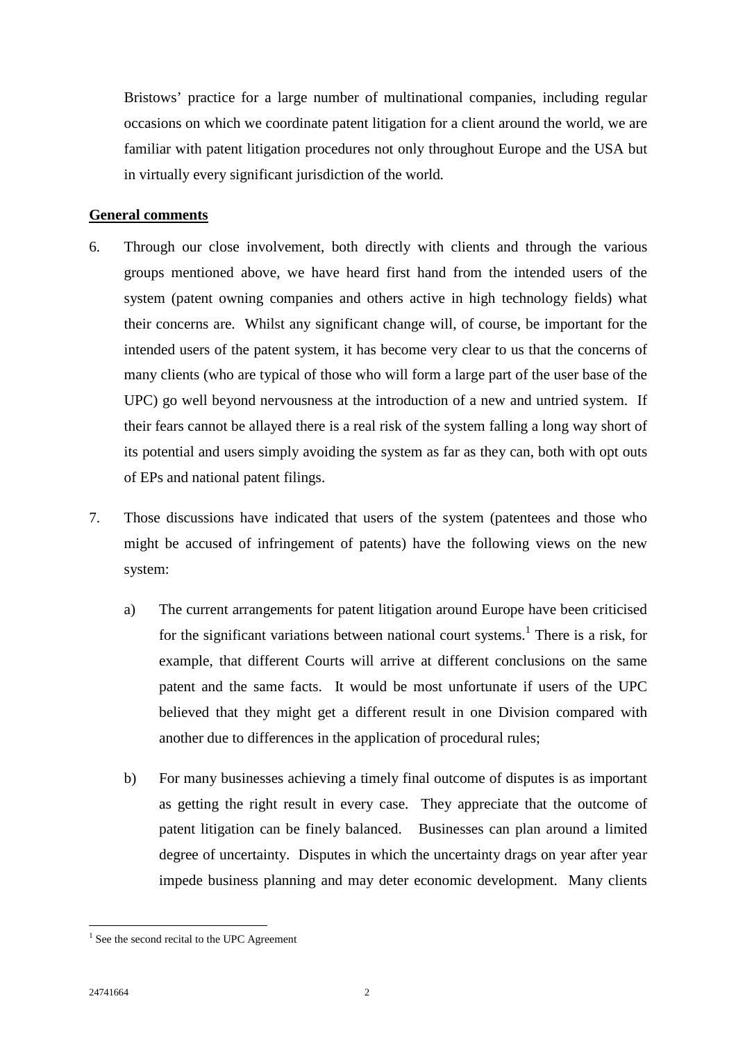Bristows' practice for a large number of multinational companies, including regular occasions on which we coordinate patent litigation for a client around the world, we are familiar with patent litigation procedures not only throughout Europe and the USA but in virtually every significant jurisdiction of the world.

**General comments**

6. Through our close involvement, both directly with clients and through the various groups mentioned above, we have heard first hand from the intended users of the system (patent owning companies and others active in high technology fields) what their concerns are. Whilst any significant change will, of course, be important for the intended users of the patent system, it has become very clear to us that the concerns of many clients (who are typical of those who will form a large part of the user base of the UPC) go well beyond nervousness at the introduction of a new and untried system. If their fears cannot be allayed there is a real risk of the system falling a long way short of its potential and users simply avoiding the system as far as they can, both with opt outs of EPs and national patent filings.

7. Those discussions have indicated that users of the system (patentees and those who might be accused of infringement of patents) have the following views on the new system:

    a) The current arrangements for patent litigation around Europe have been criticised for the significant variations between national court systems.[1] There is a risk, for example, that different Courts will arrive at different conclusions on the same patent and the same facts. It would be most unfortunate if users of the UPC believed that they might get a different result in one Division compared with another due to differences in the application of procedural rules;

    b) For many businesses achieving a timely final outcome of disputes is as important as getting the right result in every case. They appreciate that the outcome of patent litigation can be finely balanced. Businesses can plan around a limited degree of uncertainty. Disputes in which the uncertainty drags on year after year impede business planning and may deter economic development. Many clients

[1] See the second recital to the UPC Agreement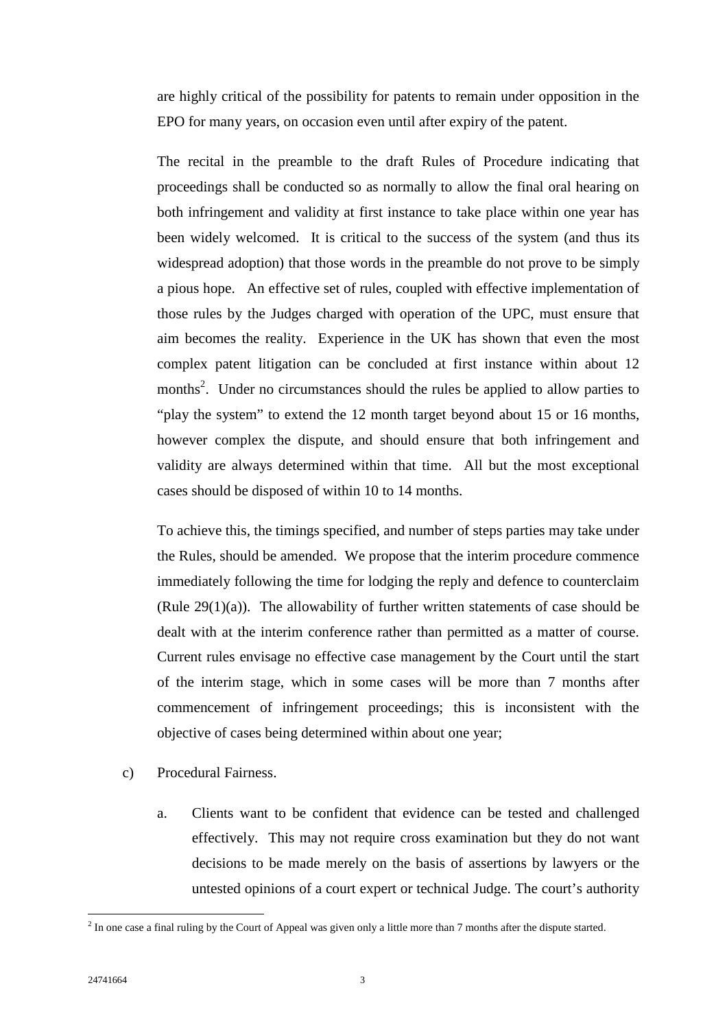are highly critical of the possibility for patents to remain under opposition in the EPO for many years, on occasion even until after expiry of the patent.

The recital in the preamble to the draft Rules of Procedure indicating that proceedings shall be conducted so as normally to allow the final oral hearing on both infringement and validity at first instance to take place within one year has been widely welcomed. It is critical to the success of the system (and thus its widespread adoption) that those words in the preamble do not prove to be simply a pious hope. An effective set of rules, coupled with effective implementation of those rules by the Judges charged with operation of the UPC, must ensure that aim becomes the reality. Experience in the UK has shown that even the most complex patent litigation can be concluded at first instance within about 12 months[2]. Under no circumstances should the rules be applied to allow parties to "play the system" to extend the 12 month target beyond about 15 or 16 months, however complex the dispute, and should ensure that both infringement and validity are always determined within that time. All but the most exceptional cases should be disposed of within 10 to 14 months.

To achieve this, the timings specified, and number of steps parties may take under the Rules, should be amended. We propose that the interim procedure commence immediately following the time for lodging the reply and defence to counterclaim (Rule 29(1)(a)). The allowability of further written statements of case should be dealt with at the interim conference rather than permitted as a matter of course. Current rules envisage no effective case management by the Court until the start of the interim stage, which in some cases will be more than 7 months after commencement of infringement proceedings; this is inconsistent with the objective of cases being determined within about one year;

c) Procedural Fairness.

   a. Clients want to be confident that evidence can be tested and challenged effectively. This may not require cross examination but they do not want decisions to be made merely on the basis of assertions by lawyers or the untested opinions of a court expert or technical Judge. The court's authority

[2] In one case a final ruling by the Court of Appeal was given only a little more than 7 months after the dispute started.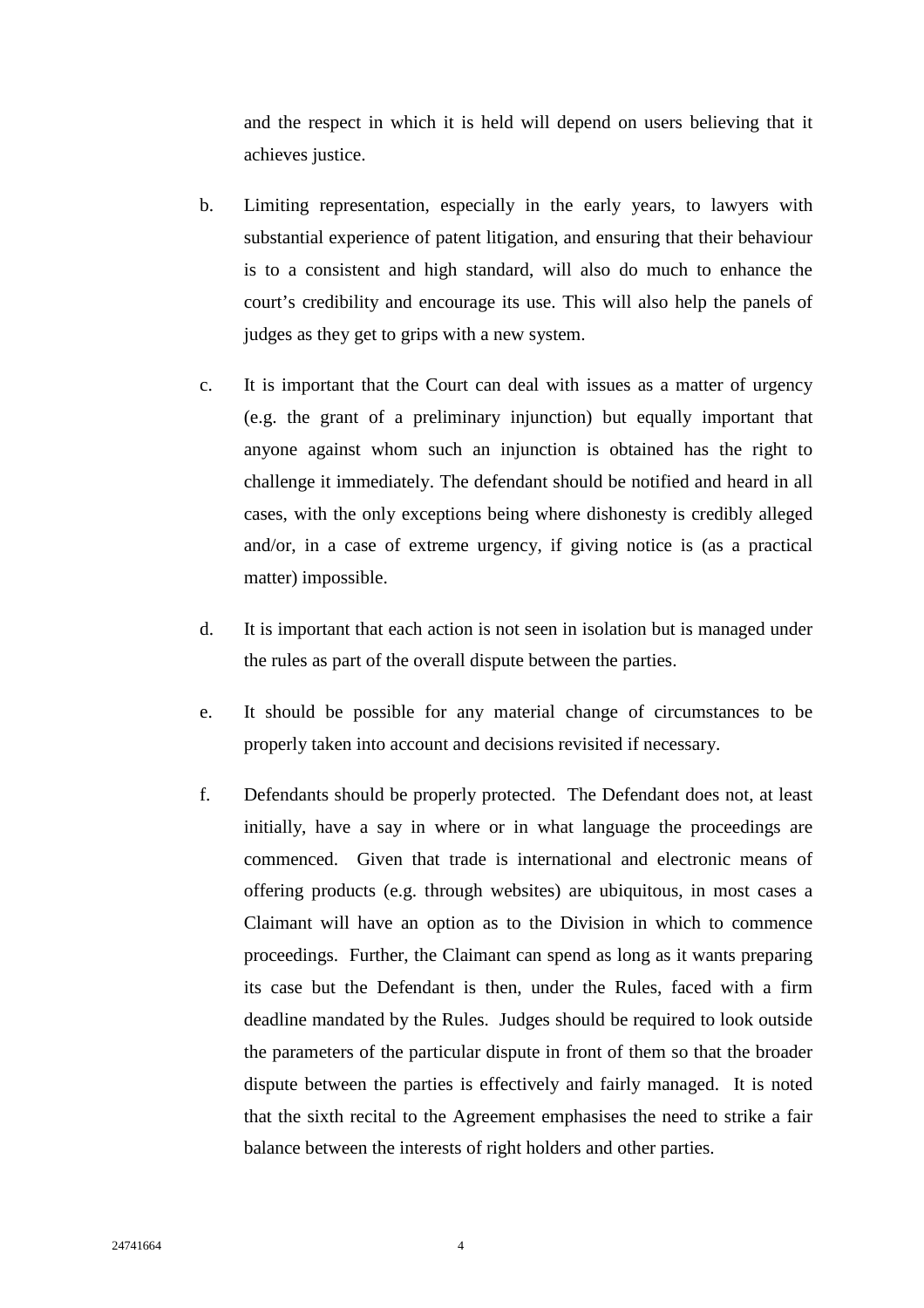and the respect in which it is held will depend on users believing that it achieves justice.

b. Limiting representation, especially in the early years, to lawyers with substantial experience of patent litigation, and ensuring that their behaviour is to a consistent and high standard, will also do much to enhance the court's credibility and encourage its use. This will also help the panels of judges as they get to grips with a new system.

c. It is important that the Court can deal with issues as a matter of urgency (e.g. the grant of a preliminary injunction) but equally important that anyone against whom such an injunction is obtained has the right to challenge it immediately. The defendant should be notified and heard in all cases, with the only exceptions being where dishonesty is credibly alleged and/or, in a case of extreme urgency, if giving notice is (as a practical matter) impossible.

d. It is important that each action is not seen in isolation but is managed under the rules as part of the overall dispute between the parties.

e. It should be possible for any material change of circumstances to be properly taken into account and decisions revisited if necessary.

f. Defendants should be properly protected. The Defendant does not, at least initially, have a say in where or in what language the proceedings are commenced. Given that trade is international and electronic means of offering products (e.g. through websites) are ubiquitous, in most cases a Claimant will have an option as to the Division in which to commence proceedings. Further, the Claimant can spend as long as it wants preparing its case but the Defendant is then, under the Rules, faced with a firm deadline mandated by the Rules. Judges should be required to look outside the parameters of the particular dispute in front of them so that the broader dispute between the parties is effectively and fairly managed. It is noted that the sixth recital to the Agreement emphasises the need to strike a fair balance between the interests of right holders and other parties.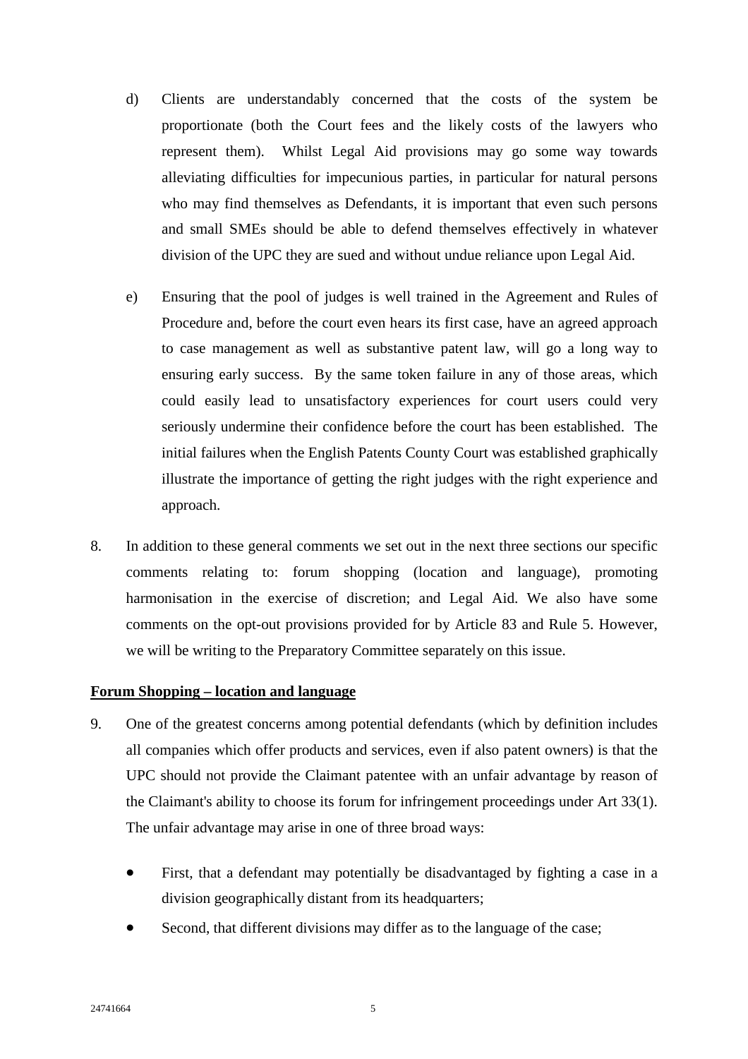d) Clients are understandably concerned that the costs of the system be proportionate (both the Court fees and the likely costs of the lawyers who represent them). Whilst Legal Aid provisions may go some way towards alleviating difficulties for impecunious parties, in particular for natural persons who may find themselves as Defendants, it is important that even such persons and small SMEs should be able to defend themselves effectively in whatever division of the UPC they are sued and without undue reliance upon Legal Aid.

e) Ensuring that the pool of judges is well trained in the Agreement and Rules of Procedure and, before the court even hears its first case, have an agreed approach to case management as well as substantive patent law, will go a long way to ensuring early success. By the same token failure in any of those areas, which could easily lead to unsatisfactory experiences for court users could very seriously undermine their confidence before the court has been established. The initial failures when the English Patents County Court was established graphically illustrate the importance of getting the right judges with the right experience and approach.

8. In addition to these general comments we set out in the next three sections our specific comments relating to: forum shopping (location and language), promoting harmonisation in the exercise of discretion; and Legal Aid. We also have some comments on the opt-out provisions provided for by Article 83 and Rule 5. However, we will be writing to the Preparatory Committee separately on this issue.

## Forum Shopping – location and language

9. One of the greatest concerns among potential defendants (which by definition includes all companies which offer products and services, even if also patent owners) is that the UPC should not provide the Claimant patentee with an unfair advantage by reason of the Claimant's ability to choose its forum for infringement proceedings under Art 33(1). The unfair advantage may arise in one of three broad ways:

- First, that a defendant may potentially be disadvantaged by fighting a case in a division geographically distant from its headquarters;
- Second, that different divisions may differ as to the language of the case;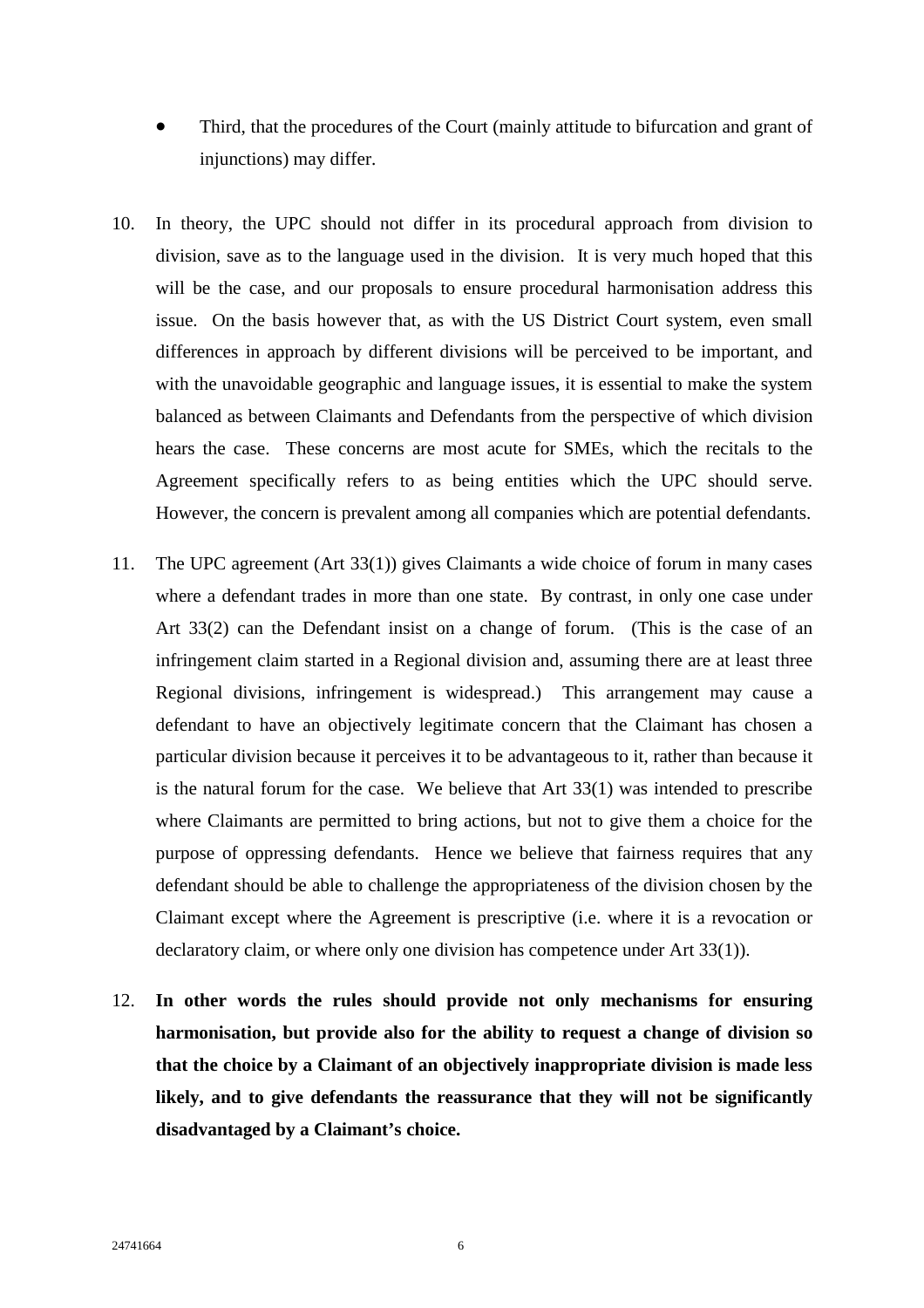- Third, that the procedures of the Court (mainly attitude to bifurcation and grant of injunctions) may differ.

10. In theory, the UPC should not differ in its procedural approach from division to division, save as to the language used in the division. It is very much hoped that this will be the case, and our proposals to ensure procedural harmonisation address this issue. On the basis however that, as with the US District Court system, even small differences in approach by different divisions will be perceived to be important, and with the unavoidable geographic and language issues, it is essential to make the system balanced as between Claimants and Defendants from the perspective of which division hears the case. These concerns are most acute for SMEs, which the recitals to the Agreement specifically refers to as being entities which the UPC should serve. However, the concern is prevalent among all companies which are potential defendants.

11. The UPC agreement (Art 33(1)) gives Claimants a wide choice of forum in many cases where a defendant trades in more than one state. By contrast, in only one case under Art 33(2) can the Defendant insist on a change of forum. (This is the case of an infringement claim started in a Regional division and, assuming there are at least three Regional divisions, infringement is widespread.) This arrangement may cause a defendant to have an objectively legitimate concern that the Claimant has chosen a particular division because it perceives it to be advantageous to it, rather than because it is the natural forum for the case. We believe that Art 33(1) was intended to prescribe where Claimants are permitted to bring actions, but not to give them a choice for the purpose of oppressing defendants. Hence we believe that fairness requires that any defendant should be able to challenge the appropriateness of the division chosen by the Claimant except where the Agreement is prescriptive (i.e. where it is a revocation or declaratory claim, or where only one division has competence under Art 33(1)).

12. **In other words the rules should provide not only mechanisms for ensuring harmonisation, but provide also for the ability to request a change of division so that the choice by a Claimant of an objectively inappropriate division is made less likely, and to give defendants the reassurance that they will not be significantly disadvantaged by a Claimant's choice.**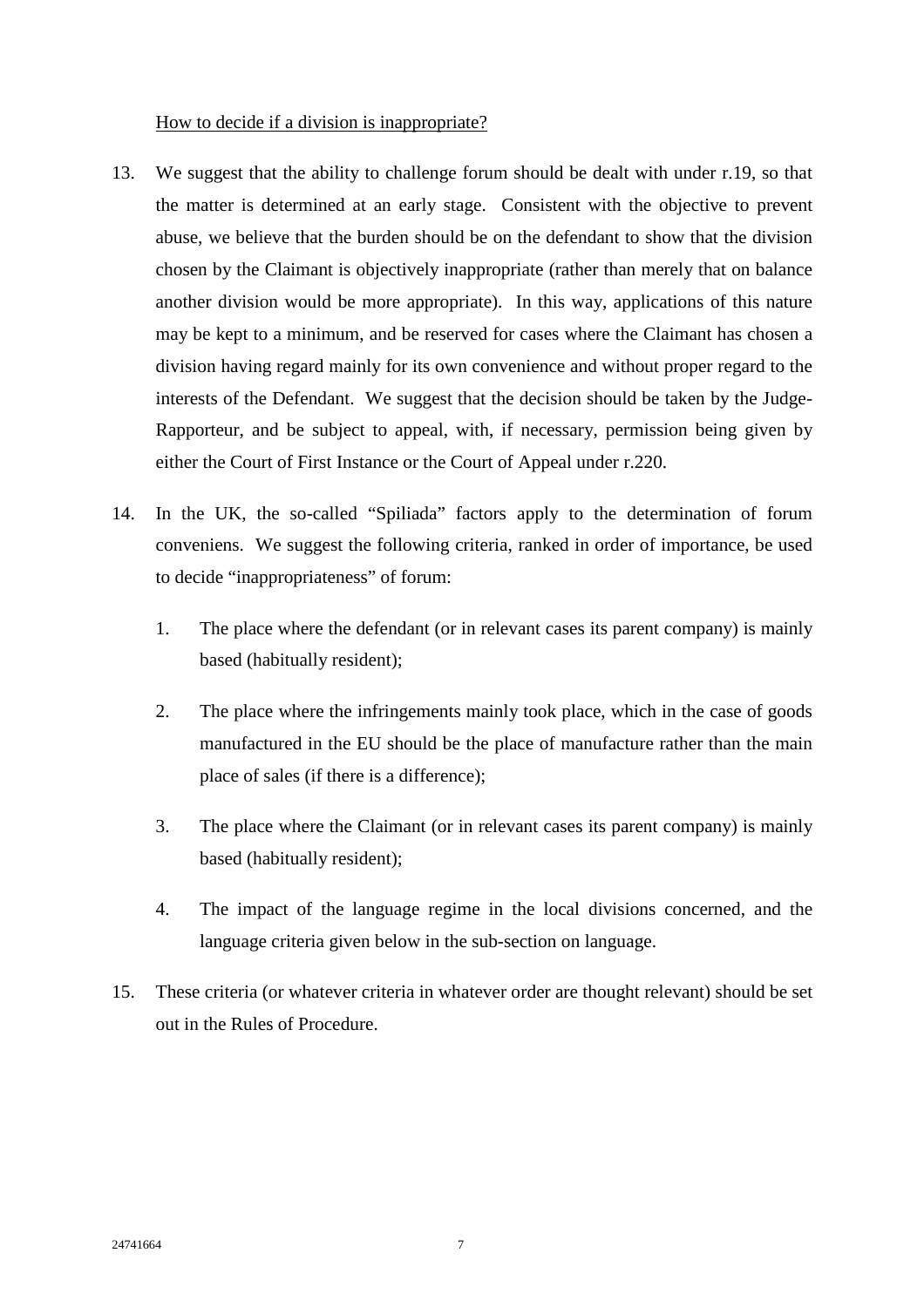<u>How to decide if a division is inappropriate?</u>

13. We suggest that the ability to challenge forum should be dealt with under r.19, so that the matter is determined at an early stage. Consistent with the objective to prevent abuse, we believe that the burden should be on the defendant to show that the division chosen by the Claimant is objectively inappropriate (rather than merely that on balance another division would be more appropriate). In this way, applications of this nature may be kept to a minimum, and be reserved for cases where the Claimant has chosen a division having regard mainly for its own convenience and without proper regard to the interests of the Defendant. We suggest that the decision should be taken by the Judge-Rapporteur, and be subject to appeal, with, if necessary, permission being given by either the Court of First Instance or the Court of Appeal under r.220.

14. In the UK, the so-called "Spiliada" factors apply to the determination of forum conveniens. We suggest the following criteria, ranked in order of importance, be used to decide "inappropriateness" of forum:

    1. The place where the defendant (or in relevant cases its parent company) is mainly based (habitually resident);

    2. The place where the infringements mainly took place, which in the case of goods manufactured in the EU should be the place of manufacture rather than the main place of sales (if there is a difference);

    3. The place where the Claimant (or in relevant cases its parent company) is mainly based (habitually resident);

    4. The impact of the language regime in the local divisions concerned, and the language criteria given below in the sub-section on language.

15. These criteria (or whatever criteria in whatever order are thought relevant) should be set out in the Rules of Procedure.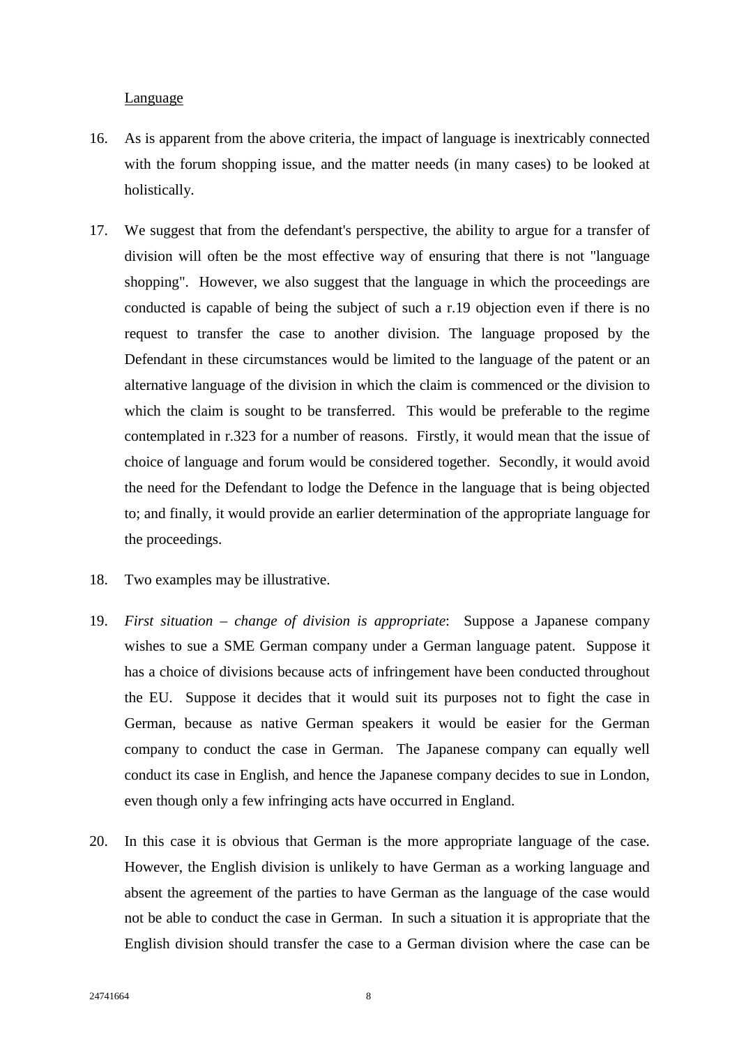Language

16. As is apparent from the above criteria, the impact of language is inextricably connected with the forum shopping issue, and the matter needs (in many cases) to be looked at holistically.

17. We suggest that from the defendant's perspective, the ability to argue for a transfer of division will often be the most effective way of ensuring that there is not "language shopping". However, we also suggest that the language in which the proceedings are conducted is capable of being the subject of such a r.19 objection even if there is no request to transfer the case to another division. The language proposed by the Defendant in these circumstances would be limited to the language of the patent or an alternative language of the division in which the claim is commenced or the division to which the claim is sought to be transferred. This would be preferable to the regime contemplated in r.323 for a number of reasons. Firstly, it would mean that the issue of choice of language and forum would be considered together. Secondly, it would avoid the need for the Defendant to lodge the Defence in the language that is being objected to; and finally, it would provide an earlier determination of the appropriate language for the proceedings.

18. Two examples may be illustrative.

19. *First situation – change of division is appropriate*: Suppose a Japanese company wishes to sue a SME German company under a German language patent. Suppose it has a choice of divisions because acts of infringement have been conducted throughout the EU. Suppose it decides that it would suit its purposes not to fight the case in German, because as native German speakers it would be easier for the German company to conduct the case in German. The Japanese company can equally well conduct its case in English, and hence the Japanese company decides to sue in London, even though only a few infringing acts have occurred in England.

20. In this case it is obvious that German is the more appropriate language of the case. However, the English division is unlikely to have German as a working language and absent the agreement of the parties to have German as the language of the case would not be able to conduct the case in German. In such a situation it is appropriate that the English division should transfer the case to a German division where the case can be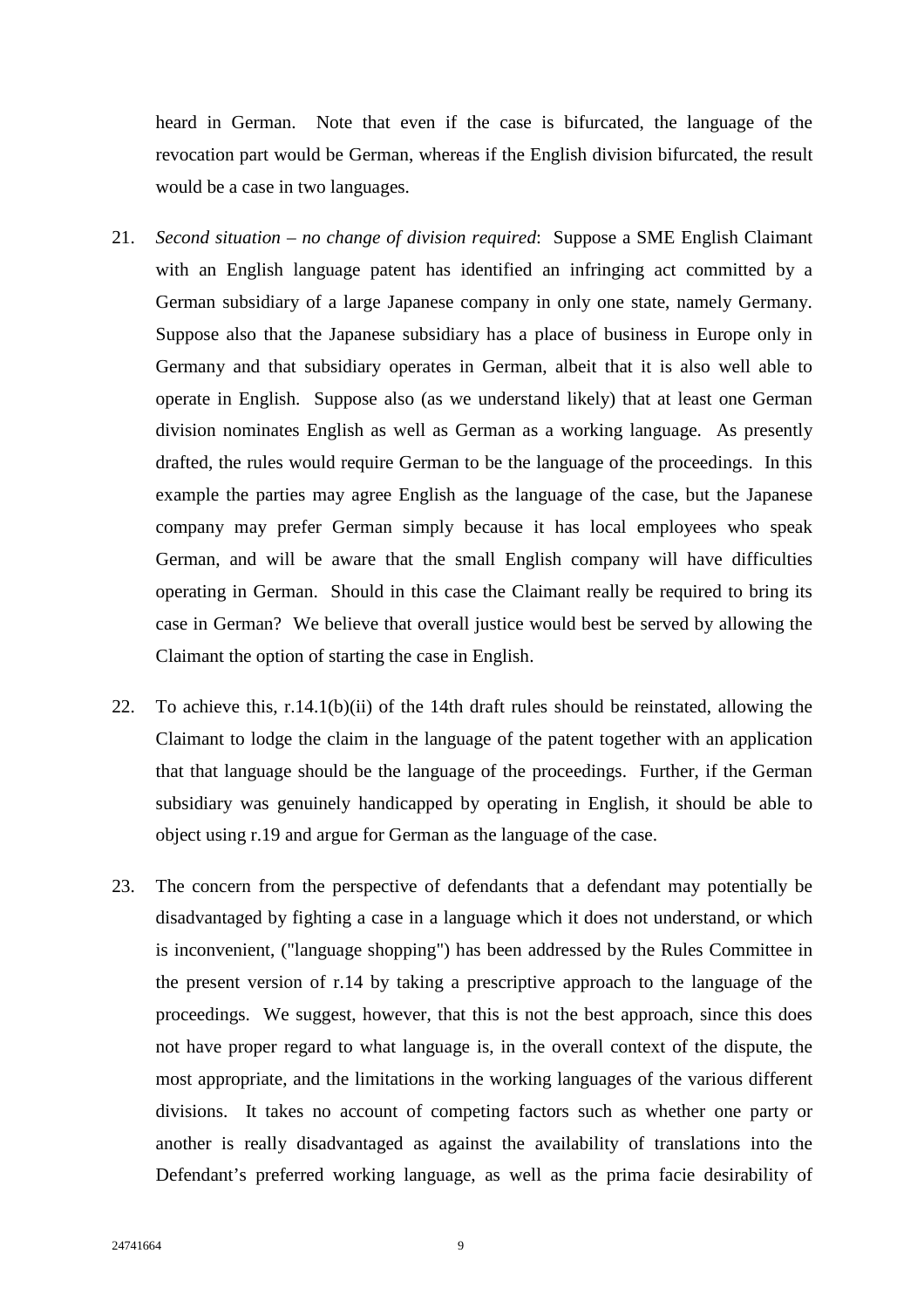heard in German. Note that even if the case is bifurcated, the language of the revocation part would be German, whereas if the English division bifurcated, the result would be a case in two languages.

21. *Second situation – no change of division required*: Suppose a SME English Claimant with an English language patent has identified an infringing act committed by a German subsidiary of a large Japanese company in only one state, namely Germany. Suppose also that the Japanese subsidiary has a place of business in Europe only in Germany and that subsidiary operates in German, albeit that it is also well able to operate in English. Suppose also (as we understand likely) that at least one German division nominates English as well as German as a working language. As presently drafted, the rules would require German to be the language of the proceedings. In this example the parties may agree English as the language of the case, but the Japanese company may prefer German simply because it has local employees who speak German, and will be aware that the small English company will have difficulties operating in German. Should in this case the Claimant really be required to bring its case in German? We believe that overall justice would best be served by allowing the Claimant the option of starting the case in English.

22. To achieve this, r.14.1(b)(ii) of the 14th draft rules should be reinstated, allowing the Claimant to lodge the claim in the language of the patent together with an application that that language should be the language of the proceedings. Further, if the German subsidiary was genuinely handicapped by operating in English, it should be able to object using r.19 and argue for German as the language of the case.

23. The concern from the perspective of defendants that a defendant may potentially be disadvantaged by fighting a case in a language which it does not understand, or which is inconvenient, ("language shopping") has been addressed by the Rules Committee in the present version of r.14 by taking a prescriptive approach to the language of the proceedings. We suggest, however, that this is not the best approach, since this does not have proper regard to what language is, in the overall context of the dispute, the most appropriate, and the limitations in the working languages of the various different divisions. It takes no account of competing factors such as whether one party or another is really disadvantaged as against the availability of translations into the Defendant's preferred working language, as well as the prima facie desirability of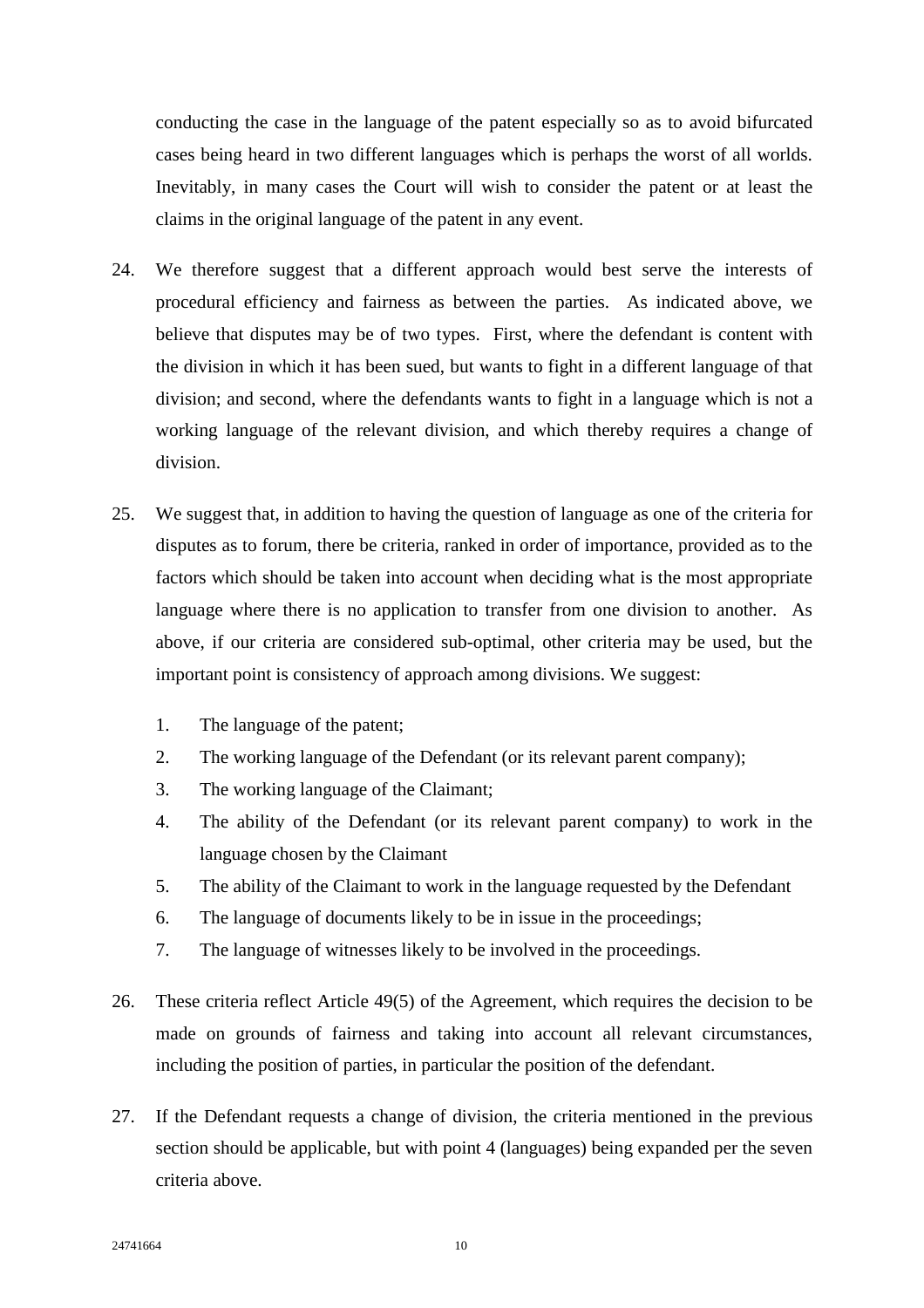conducting the case in the language of the patent especially so as to avoid bifurcated cases being heard in two different languages which is perhaps the worst of all worlds. Inevitably, in many cases the Court will wish to consider the patent or at least the claims in the original language of the patent in any event.

24. We therefore suggest that a different approach would best serve the interests of procedural efficiency and fairness as between the parties. As indicated above, we believe that disputes may be of two types. First, where the defendant is content with the division in which it has been sued, but wants to fight in a different language of that division; and second, where the defendants wants to fight in a language which is not a working language of the relevant division, and which thereby requires a change of division.

25. We suggest that, in addition to having the question of language as one of the criteria for disputes as to forum, there be criteria, ranked in order of importance, provided as to the factors which should be taken into account when deciding what is the most appropriate language where there is no application to transfer from one division to another. As above, if our criteria are considered sub-optimal, other criteria may be used, but the important point is consistency of approach among divisions. We suggest:

    1. The language of the patent;
    2. The working language of the Defendant (or its relevant parent company);
    3. The working language of the Claimant;
    4. The ability of the Defendant (or its relevant parent company) to work in the language chosen by the Claimant
    5. The ability of the Claimant to work in the language requested by the Defendant
    6. The language of documents likely to be in issue in the proceedings;
    7. The language of witnesses likely to be involved in the proceedings.

26. These criteria reflect Article 49(5) of the Agreement, which requires the decision to be made on grounds of fairness and taking into account all relevant circumstances, including the position of parties, in particular the position of the defendant.

27. If the Defendant requests a change of division, the criteria mentioned in the previous section should be applicable, but with point 4 (languages) being expanded per the seven criteria above.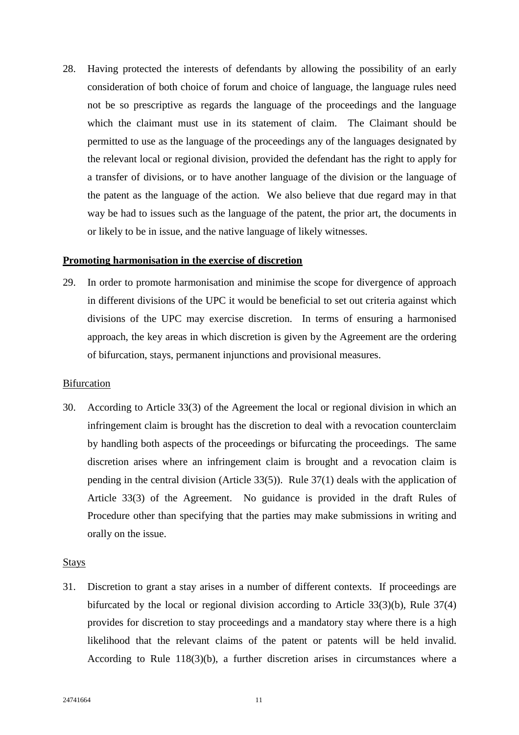28. Having protected the interests of defendants by allowing the possibility of an early consideration of both choice of forum and choice of language, the language rules need not be so prescriptive as regards the language of the proceedings and the language which the claimant must use in its statement of claim. The Claimant should be permitted to use as the language of the proceedings any of the languages designated by the relevant local or regional division, provided the defendant has the right to apply for a transfer of divisions, or to have another language of the division or the language of the patent as the language of the action. We also believe that due regard may in that way be had to issues such as the language of the patent, the prior art, the documents in or likely to be in issue, and the native language of likely witnesses.

**Promoting harmonisation in the exercise of discretion**

29. In order to promote harmonisation and minimise the scope for divergence of approach in different divisions of the UPC it would be beneficial to set out criteria against which divisions of the UPC may exercise discretion. In terms of ensuring a harmonised approach, the key areas in which discretion is given by the Agreement are the ordering of bifurcation, stays, permanent injunctions and provisional measures.

Bifurcation

30. According to Article 33(3) of the Agreement the local or regional division in which an infringement claim is brought has the discretion to deal with a revocation counterclaim by handling both aspects of the proceedings or bifurcating the proceedings. The same discretion arises where an infringement claim is brought and a revocation claim is pending in the central division (Article 33(5)). Rule 37(1) deals with the application of Article 33(3) of the Agreement. No guidance is provided in the draft Rules of Procedure other than specifying that the parties may make submissions in writing and orally on the issue.

Stays

31. Discretion to grant a stay arises in a number of different contexts. If proceedings are bifurcated by the local or regional division according to Article 33(3)(b), Rule 37(4) provides for discretion to stay proceedings and a mandatory stay where there is a high likelihood that the relevant claims of the patent or patents will be held invalid. According to Rule 118(3)(b), a further discretion arises in circumstances where a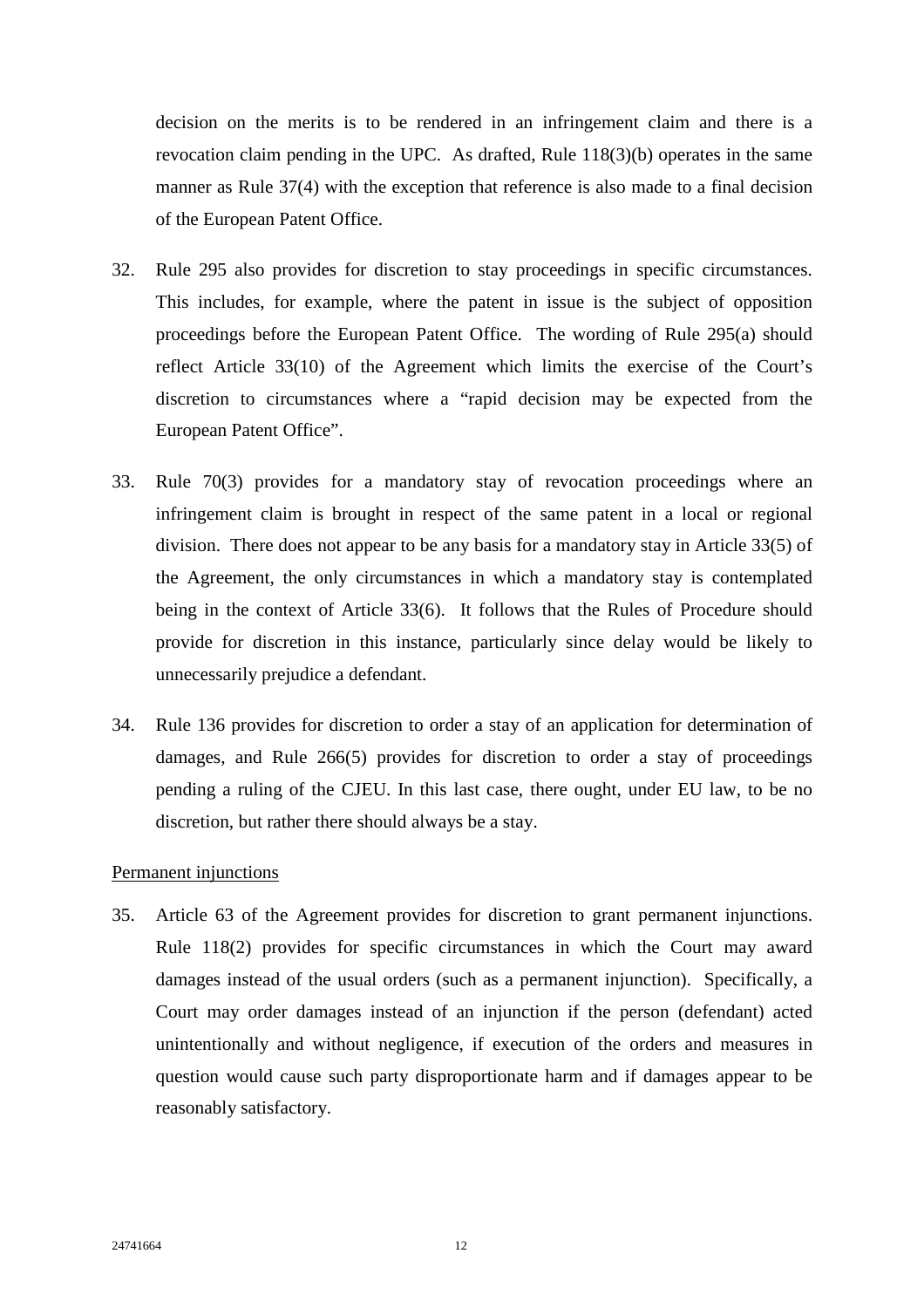decision on the merits is to be rendered in an infringement claim and there is a revocation claim pending in the UPC. As drafted, Rule 118(3)(b) operates in the same manner as Rule 37(4) with the exception that reference is also made to a final decision of the European Patent Office.

32. Rule 295 also provides for discretion to stay proceedings in specific circumstances. This includes, for example, where the patent in issue is the subject of opposition proceedings before the European Patent Office. The wording of Rule 295(a) should reflect Article 33(10) of the Agreement which limits the exercise of the Court's discretion to circumstances where a "rapid decision may be expected from the European Patent Office".

33. Rule 70(3) provides for a mandatory stay of revocation proceedings where an infringement claim is brought in respect of the same patent in a local or regional division. There does not appear to be any basis for a mandatory stay in Article 33(5) of the Agreement, the only circumstances in which a mandatory stay is contemplated being in the context of Article 33(6). It follows that the Rules of Procedure should provide for discretion in this instance, particularly since delay would be likely to unnecessarily prejudice a defendant.

34. Rule 136 provides for discretion to order a stay of an application for determination of damages, and Rule 266(5) provides for discretion to order a stay of proceedings pending a ruling of the CJEU. In this last case, there ought, under EU law, to be no discretion, but rather there should always be a stay.

Permanent injunctions

35. Article 63 of the Agreement provides for discretion to grant permanent injunctions. Rule 118(2) provides for specific circumstances in which the Court may award damages instead of the usual orders (such as a permanent injunction). Specifically, a Court may order damages instead of an injunction if the person (defendant) acted unintentionally and without negligence, if execution of the orders and measures in question would cause such party disproportionate harm and if damages appear to be reasonably satisfactory.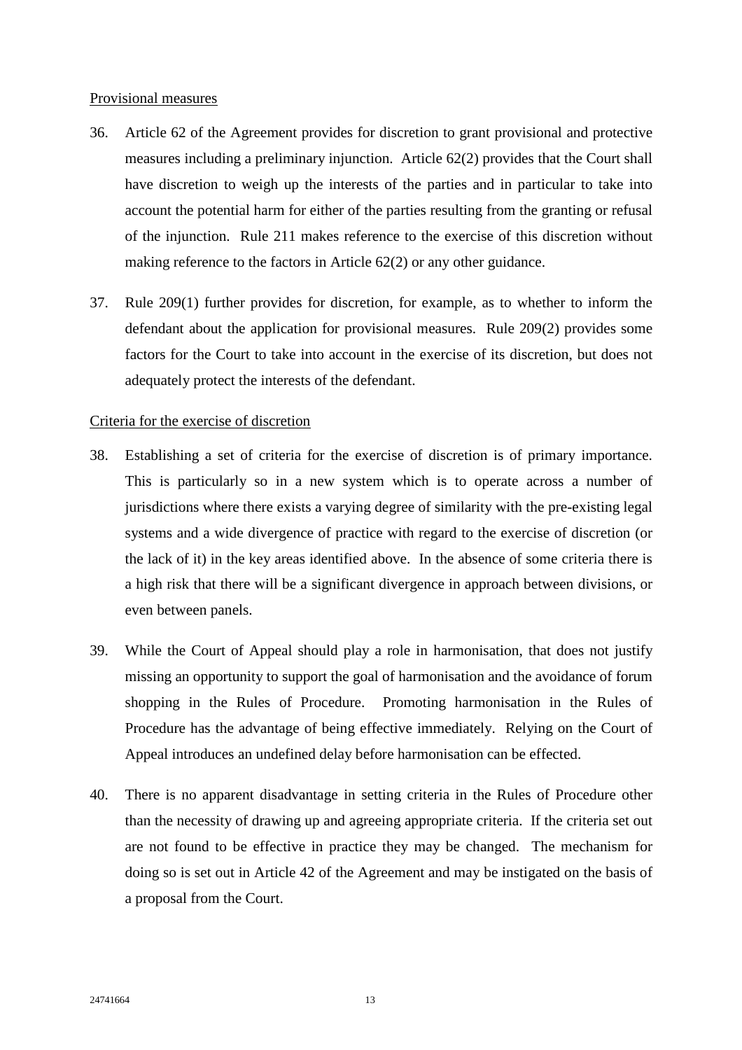Provisional measures

36. Article 62 of the Agreement provides for discretion to grant provisional and protective measures including a preliminary injunction. Article 62(2) provides that the Court shall have discretion to weigh up the interests of the parties and in particular to take into account the potential harm for either of the parties resulting from the granting or refusal of the injunction. Rule 211 makes reference to the exercise of this discretion without making reference to the factors in Article 62(2) or any other guidance.

37. Rule 209(1) further provides for discretion, for example, as to whether to inform the defendant about the application for provisional measures. Rule 209(2) provides some factors for the Court to take into account in the exercise of its discretion, but does not adequately protect the interests of the defendant.

Criteria for the exercise of discretion

38. Establishing a set of criteria for the exercise of discretion is of primary importance. This is particularly so in a new system which is to operate across a number of jurisdictions where there exists a varying degree of similarity with the pre-existing legal systems and a wide divergence of practice with regard to the exercise of discretion (or the lack of it) in the key areas identified above. In the absence of some criteria there is a high risk that there will be a significant divergence in approach between divisions, or even between panels.

39. While the Court of Appeal should play a role in harmonisation, that does not justify missing an opportunity to support the goal of harmonisation and the avoidance of forum shopping in the Rules of Procedure. Promoting harmonisation in the Rules of Procedure has the advantage of being effective immediately. Relying on the Court of Appeal introduces an undefined delay before harmonisation can be effected.

40. There is no apparent disadvantage in setting criteria in the Rules of Procedure other than the necessity of drawing up and agreeing appropriate criteria. If the criteria set out are not found to be effective in practice they may be changed. The mechanism for doing so is set out in Article 42 of the Agreement and may be instigated on the basis of a proposal from the Court.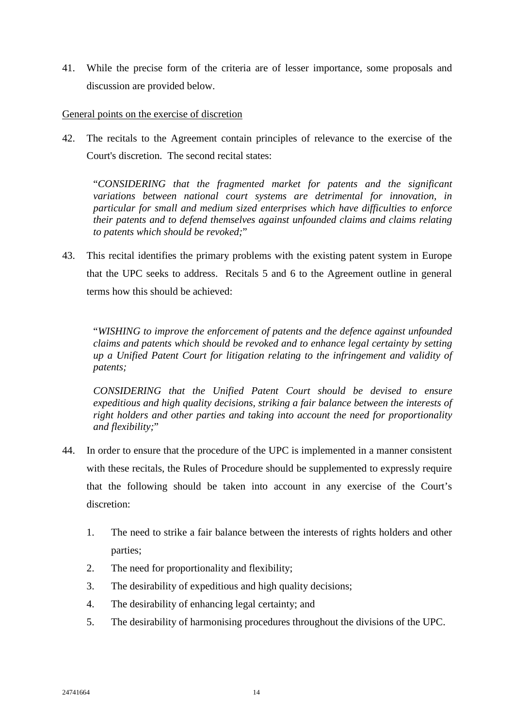41. While the precise form of the criteria are of lesser importance, some proposals and discussion are provided below.

<u>General points on the exercise of discretion</u>

42. The recitals to the Agreement contain principles of relevance to the exercise of the Court's discretion. The second recital states:

> "*CONSIDERING that the fragmented market for patents and the significant variations between national court systems are detrimental for innovation, in particular for small and medium sized enterprises which have difficulties to enforce their patents and to defend themselves against unfounded claims and claims relating to patents which should be revoked;*"

43. This recital identifies the primary problems with the existing patent system in Europe that the UPC seeks to address. Recitals 5 and 6 to the Agreement outline in general terms how this should be achieved:

> "*WISHING to improve the enforcement of patents and the defence against unfounded claims and patents which should be revoked and to enhance legal certainty by setting up a Unified Patent Court for litigation relating to the infringement and validity of patents;*
>
> *CONSIDERING that the Unified Patent Court should be devised to ensure expeditious and high quality decisions, striking a fair balance between the interests of right holders and other parties and taking into account the need for proportionality and flexibility;*"

44. In order to ensure that the procedure of the UPC is implemented in a manner consistent with these recitals, the Rules of Procedure should be supplemented to expressly require that the following should be taken into account in any exercise of the Court's discretion:

    1. The need to strike a fair balance between the interests of rights holders and other parties;
    2. The need for proportionality and flexibility;
    3. The desirability of expeditious and high quality decisions;
    4. The desirability of enhancing legal certainty; and
    5. The desirability of harmonising procedures throughout the divisions of the UPC.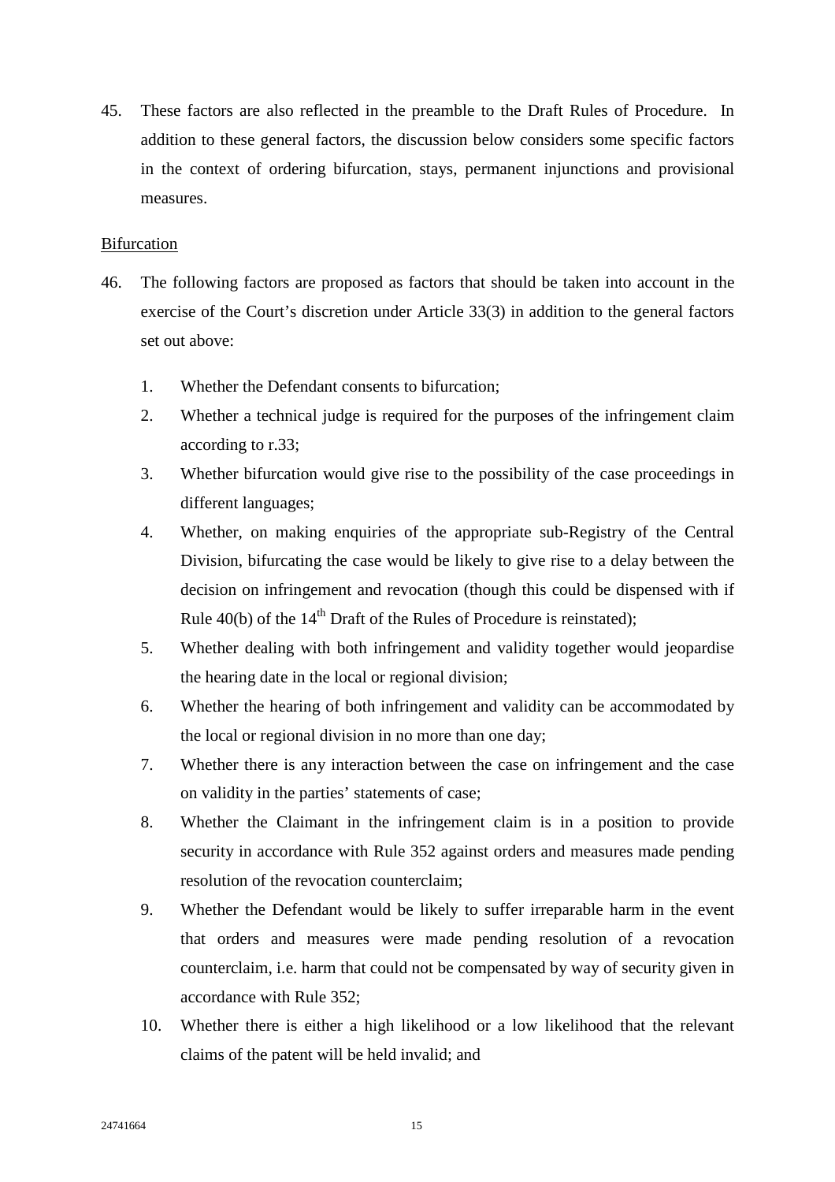45. These factors are also reflected in the preamble to the Draft Rules of Procedure. In addition to these general factors, the discussion below considers some specific factors in the context of ordering bifurcation, stays, permanent injunctions and provisional measures.

Bifurcation

46. The following factors are proposed as factors that should be taken into account in the exercise of the Court's discretion under Article 33(3) in addition to the general factors set out above:

    1. Whether the Defendant consents to bifurcation;
    2. Whether a technical judge is required for the purposes of the infringement claim according to r.33;
    3. Whether bifurcation would give rise to the possibility of the case proceedings in different languages;
    4. Whether, on making enquiries of the appropriate sub-Registry of the Central Division, bifurcating the case would be likely to give rise to a delay between the decision on infringement and revocation (though this could be dispensed with if Rule 40(b) of the 14th Draft of the Rules of Procedure is reinstated);
    5. Whether dealing with both infringement and validity together would jeopardise the hearing date in the local or regional division;
    6. Whether the hearing of both infringement and validity can be accommodated by the local or regional division in no more than one day;
    7. Whether there is any interaction between the case on infringement and the case on validity in the parties' statements of case;
    8. Whether the Claimant in the infringement claim is in a position to provide security in accordance with Rule 352 against orders and measures made pending resolution of the revocation counterclaim;
    9. Whether the Defendant would be likely to suffer irreparable harm in the event that orders and measures were made pending resolution of a revocation counterclaim, i.e. harm that could not be compensated by way of security given in accordance with Rule 352;
    10. Whether there is either a high likelihood or a low likelihood that the relevant claims of the patent will be held invalid; and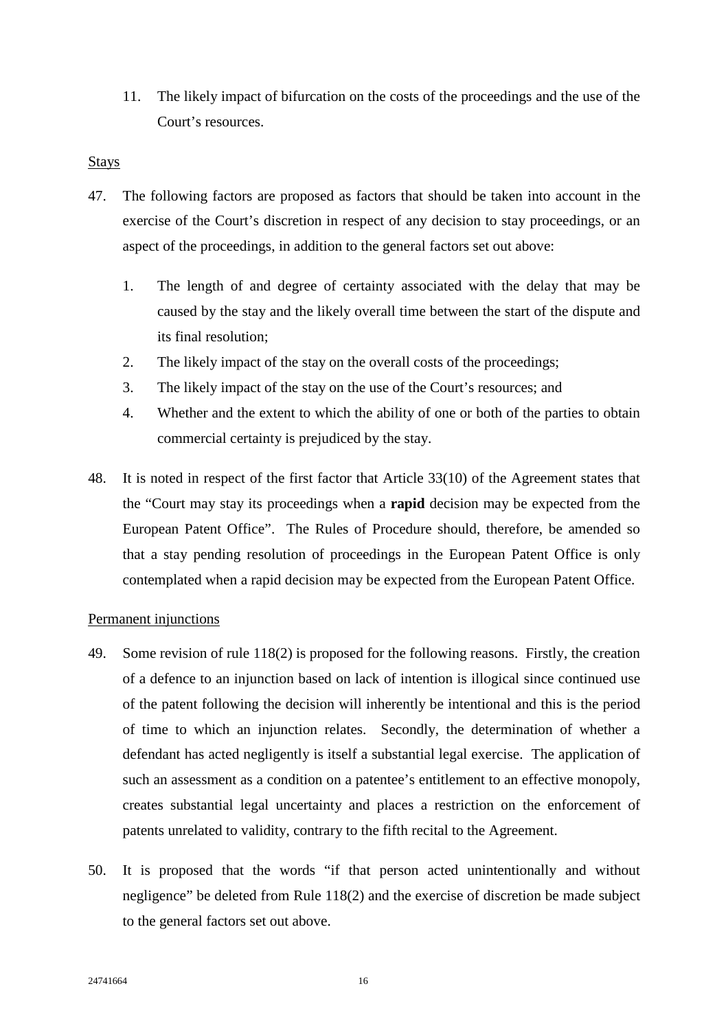11. The likely impact of bifurcation on the costs of the proceedings and the use of the Court's resources.

Stays

47. The following factors are proposed as factors that should be taken into account in the exercise of the Court's discretion in respect of any decision to stay proceedings, or an aspect of the proceedings, in addition to the general factors set out above:

    1. The length of and degree of certainty associated with the delay that may be caused by the stay and the likely overall time between the start of the dispute and its final resolution;
    2. The likely impact of the stay on the overall costs of the proceedings;
    3. The likely impact of the stay on the use of the Court's resources; and
    4. Whether and the extent to which the ability of one or both of the parties to obtain commercial certainty is prejudiced by the stay.

48. It is noted in respect of the first factor that Article 33(10) of the Agreement states that the "Court may stay its proceedings when a **rapid** decision may be expected from the European Patent Office". The Rules of Procedure should, therefore, be amended so that a stay pending resolution of proceedings in the European Patent Office is only contemplated when a rapid decision may be expected from the European Patent Office.

Permanent injunctions

49. Some revision of rule 118(2) is proposed for the following reasons. Firstly, the creation of a defence to an injunction based on lack of intention is illogical since continued use of the patent following the decision will inherently be intentional and this is the period of time to which an injunction relates. Secondly, the determination of whether a defendant has acted negligently is itself a substantial legal exercise. The application of such an assessment as a condition on a patentee's entitlement to an effective monopoly, creates substantial legal uncertainty and places a restriction on the enforcement of patents unrelated to validity, contrary to the fifth recital to the Agreement.

50. It is proposed that the words "if that person acted unintentionally and without negligence" be deleted from Rule 118(2) and the exercise of discretion be made subject to the general factors set out above.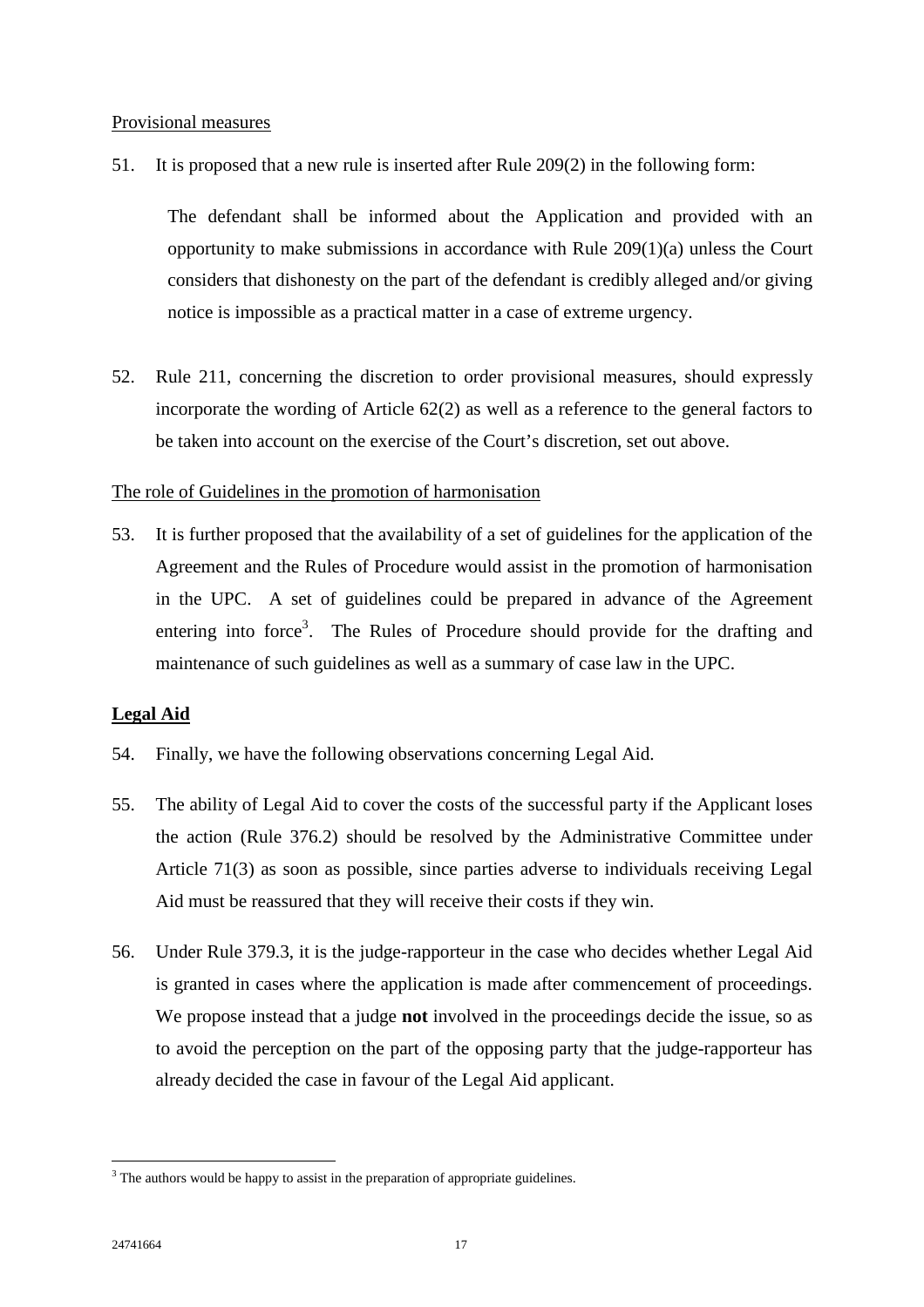Provisional measures

51. It is proposed that a new rule is inserted after Rule 209(2) in the following form:

> The defendant shall be informed about the Application and provided with an opportunity to make submissions in accordance with Rule 209(1)(a) unless the Court considers that dishonesty on the part of the defendant is credibly alleged and/or giving notice is impossible as a practical matter in a case of extreme urgency.

52. Rule 211, concerning the discretion to order provisional measures, should expressly incorporate the wording of Article 62(2) as well as a reference to the general factors to be taken into account on the exercise of the Court's discretion, set out above.

The role of Guidelines in the promotion of harmonisation

53. It is further proposed that the availability of a set of guidelines for the application of the Agreement and the Rules of Procedure would assist in the promotion of harmonisation in the UPC. A set of guidelines could be prepared in advance of the Agreement entering into force[3]. The Rules of Procedure should provide for the drafting and maintenance of such guidelines as well as a summary of case law in the UPC.

## Legal Aid

54. Finally, we have the following observations concerning Legal Aid.

55. The ability of Legal Aid to cover the costs of the successful party if the Applicant loses the action (Rule 376.2) should be resolved by the Administrative Committee under Article 71(3) as soon as possible, since parties adverse to individuals receiving Legal Aid must be reassured that they will receive their costs if they win.

56. Under Rule 379.3, it is the judge-rapporteur in the case who decides whether Legal Aid is granted in cases where the application is made after commencement of proceedings. We propose instead that a judge **not** involved in the proceedings decide the issue, so as to avoid the perception on the part of the opposing party that the judge-rapporteur has already decided the case in favour of the Legal Aid applicant.

[3] The authors would be happy to assist in the preparation of appropriate guidelines.